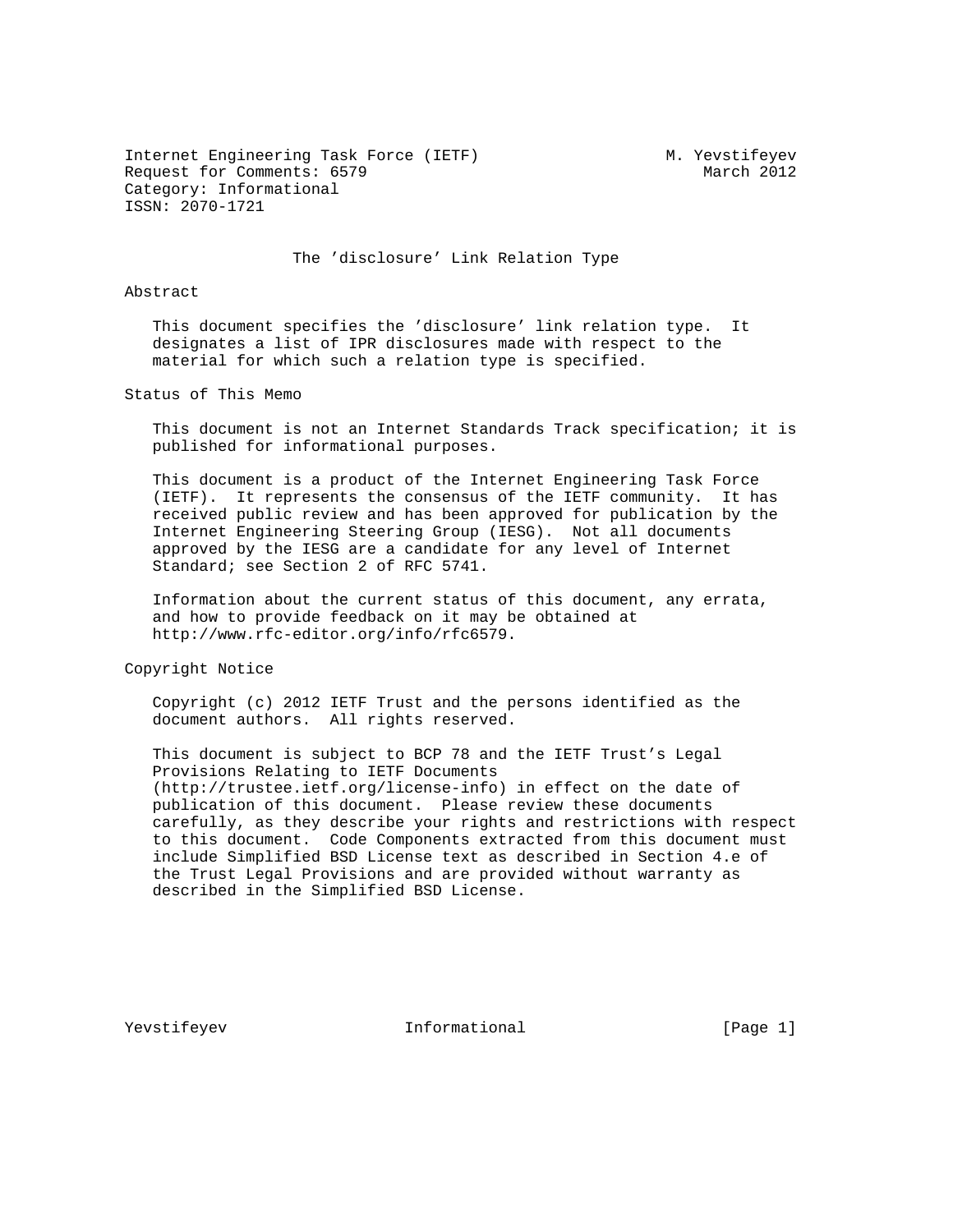Internet Engineering Task Force (IETF) M. Yevstifeyev
Request for Comments: 6579 March 2012
Category: Informational
ISSN: 2070-1721

# The 'disclosure' Link Relation Type

## Abstract

This document specifies the 'disclosure' link relation type. It designates a list of IPR disclosures made with respect to the material for which such a relation type is specified.

## Status of This Memo

This document is not an Internet Standards Track specification; it is published for informational purposes.

This document is a product of the Internet Engineering Task Force (IETF). It represents the consensus of the IETF community. It has received public review and has been approved for publication by the Internet Engineering Steering Group (IESG). Not all documents approved by the IESG are a candidate for any level of Internet Standard; see Section 2 of RFC 5741.

Information about the current status of this document, any errata, and how to provide feedback on it may be obtained at http://www.rfc-editor.org/info/rfc6579.

## Copyright Notice

Copyright (c) 2012 IETF Trust and the persons identified as the document authors. All rights reserved.

This document is subject to BCP 78 and the IETF Trust's Legal Provisions Relating to IETF Documents (http://trustee.ietf.org/license-info) in effect on the date of publication of this document. Please review these documents carefully, as they describe your rights and restrictions with respect to this document. Code Components extracted from this document must include Simplified BSD License text as described in Section 4.e of the Trust Legal Provisions and are provided without warranty as described in the Simplified BSD License.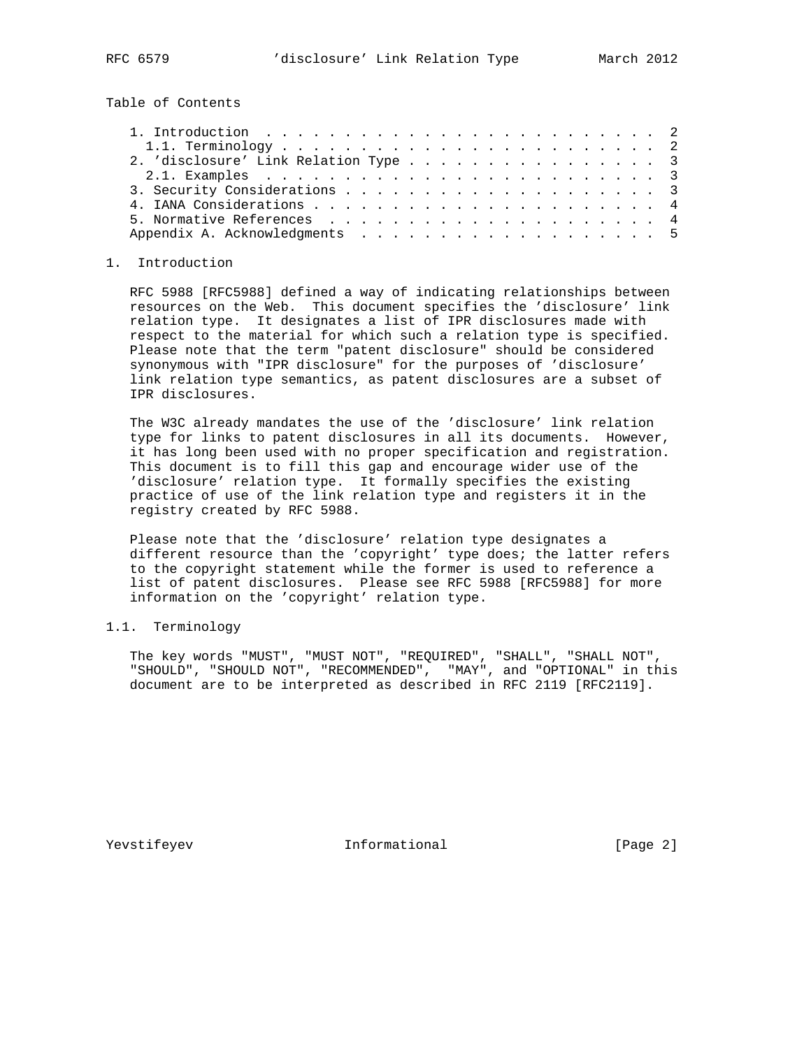Table of Contents

- 1. Introduction . . . . . . . . . . . . . . . . . . . . . . . . . . 2
  - 1.1. Terminology . . . . . . . . . . . . . . . . . . . . . . . . 2
- 2. 'disclosure' Link Relation Type . . . . . . . . . . . . . . . . 3
  - 2.1. Examples . . . . . . . . . . . . . . . . . . . . . . . . . 3
- 3. Security Considerations . . . . . . . . . . . . . . . . . . . . 3
- 4. IANA Considerations . . . . . . . . . . . . . . . . . . . . . . 4
- 5. Normative References . . . . . . . . . . . . . . . . . . . . . 4
- Appendix A. Acknowledgments . . . . . . . . . . . . . . . . . . . 5

## 1. Introduction

RFC 5988 [RFC5988] defined a way of indicating relationships between resources on the Web. This document specifies the 'disclosure' link relation type. It designates a list of IPR disclosures made with respect to the material for which such a relation type is specified. Please note that the term "patent disclosure" should be considered synonymous with "IPR disclosure" for the purposes of 'disclosure' link relation type semantics, as patent disclosures are a subset of IPR disclosures.

The W3C already mandates the use of the 'disclosure' link relation type for links to patent disclosures in all its documents. However, it has long been used with no proper specification and registration. This document is to fill this gap and encourage wider use of the 'disclosure' relation type. It formally specifies the existing practice of use of the link relation type and registers it in the registry created by RFC 5988.

Please note that the 'disclosure' relation type designates a different resource than the 'copyright' type does; the latter refers to the copyright statement while the former is used to reference a list of patent disclosures. Please see RFC 5988 [RFC5988] for more information on the 'copyright' relation type.

### 1.1. Terminology

The key words "MUST", "MUST NOT", "REQUIRED", "SHALL", "SHALL NOT", "SHOULD", "SHOULD NOT", "RECOMMENDED", "MAY", and "OPTIONAL" in this document are to be interpreted as described in RFC 2119 [RFC2119].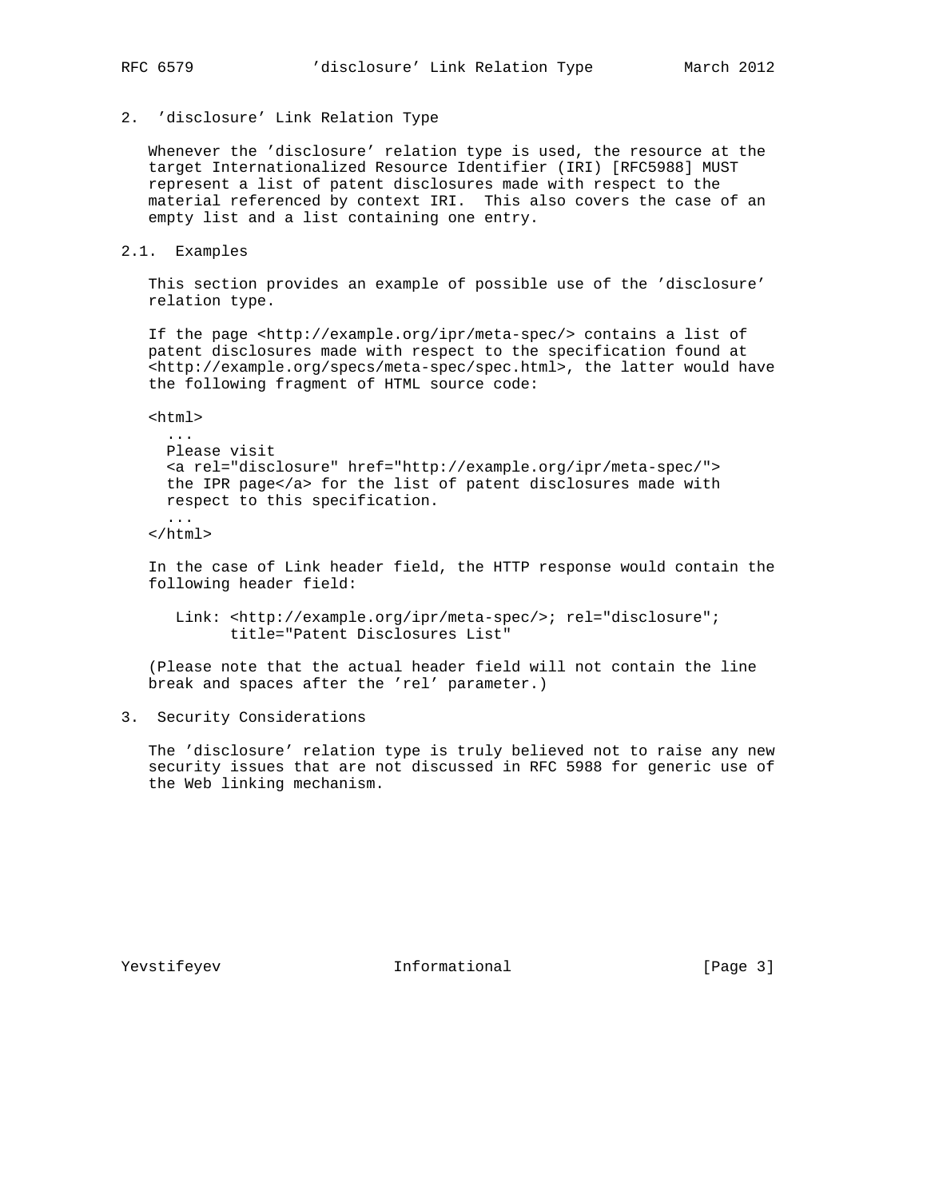## 2. 'disclosure' Link Relation Type

Whenever the 'disclosure' relation type is used, the resource at the target Internationalized Resource Identifier (IRI) [RFC5988] MUST represent a list of patent disclosures made with respect to the material referenced by context IRI. This also covers the case of an empty list and a list containing one entry.

### 2.1. Examples

This section provides an example of possible use of the 'disclosure' relation type.

If the page <http://example.org/ipr/meta-spec/> contains a list of patent disclosures made with respect to the specification found at <http://example.org/specs/meta-spec/spec.html>, the latter would have the following fragment of HTML source code:

```
<html>
  ...
  Please visit
  <a rel="disclosure" href="http://example.org/ipr/meta-spec/">
  the IPR page</a> for the list of patent disclosures made with
  respect to this specification.
  ...
</html>
```

In the case of Link header field, the HTTP response would contain the following header field:

```
Link: <http://example.org/ipr/meta-spec/>; rel="disclosure";
      title="Patent Disclosures List"
```

(Please note that the actual header field will not contain the line break and spaces after the 'rel' parameter.)

## 3. Security Considerations

The 'disclosure' relation type is truly believed not to raise any new security issues that are not discussed in RFC 5988 for generic use of the Web linking mechanism.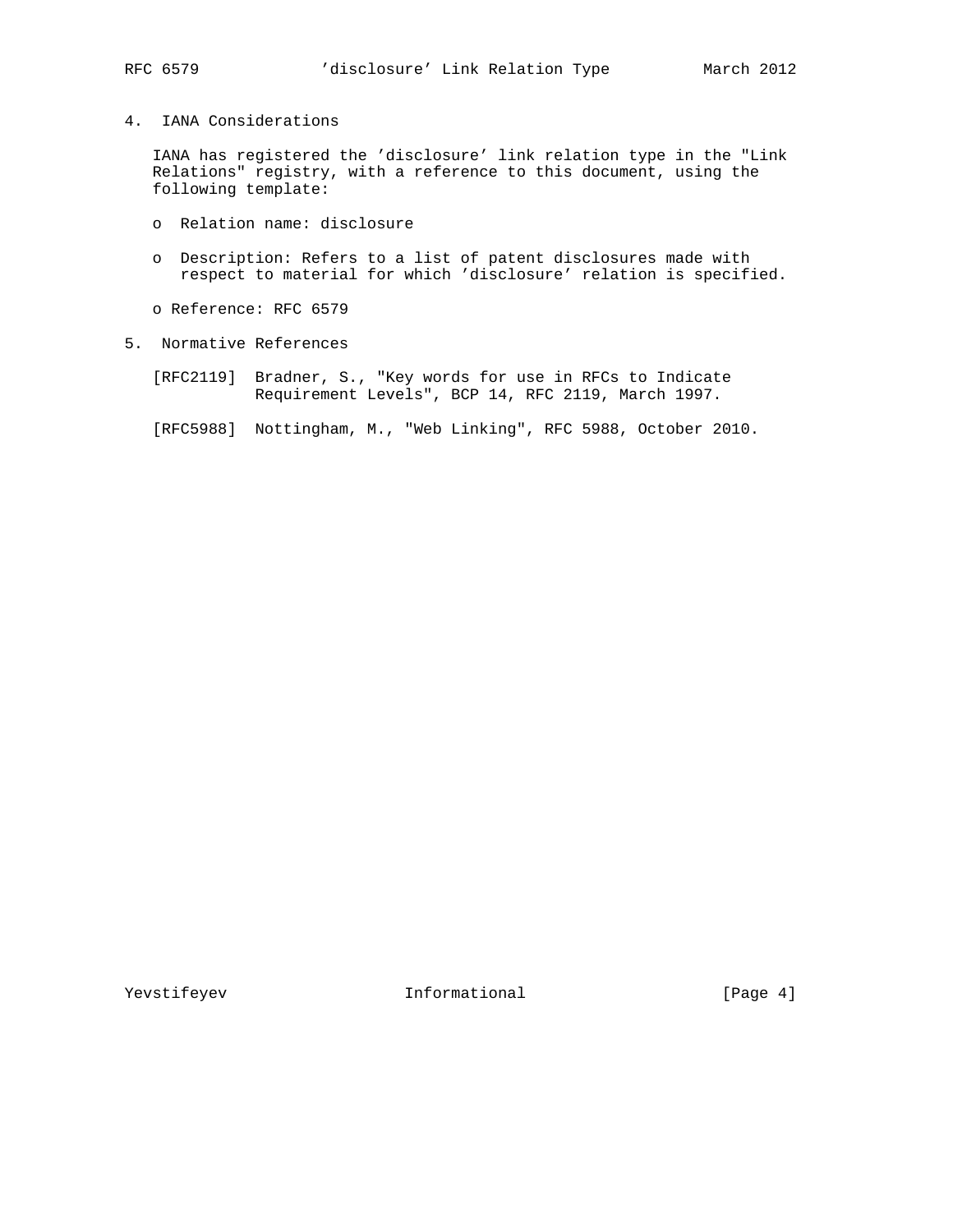## 4. IANA Considerations

IANA has registered the 'disclosure' link relation type in the "Link Relations" registry, with a reference to this document, using the following template:

- Relation name: disclosure
- Description: Refers to a list of patent disclosures made with respect to material for which 'disclosure' relation is specified.
- Reference: RFC 6579

## 5. Normative References

[RFC2119] Bradner, S., "Key words for use in RFCs to Indicate Requirement Levels", BCP 14, RFC 2119, March 1997.

[RFC5988] Nottingham, M., "Web Linking", RFC 5988, October 2010.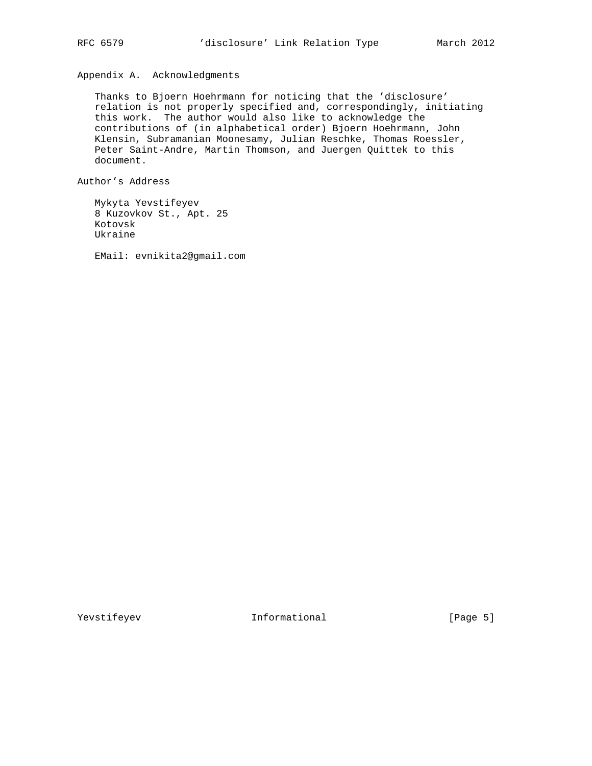## Appendix A.  Acknowledgments

Thanks to Bjoern Hoehrmann for noticing that the 'disclosure' relation is not properly specified and, correspondingly, initiating this work.  The author would also like to acknowledge the contributions of (in alphabetical order) Bjoern Hoehrmann, John Klensin, Subramanian Moonesamy, Julian Reschke, Thomas Roessler, Peter Saint-Andre, Martin Thomson, and Juergen Quittek to this document.

## Author's Address

Mykyta Yevstifeyev
8 Kuzovkov St., Apt. 25
Kotovsk
Ukraine

EMail: evnikita2@gmail.com